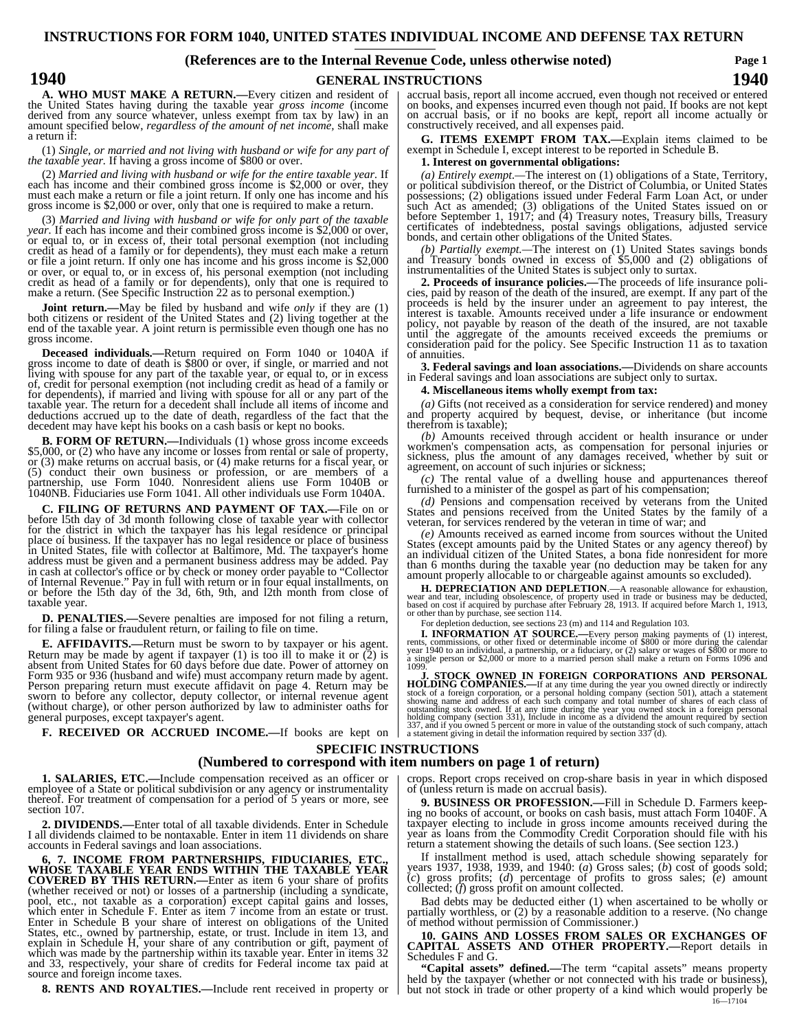# INSTRUCTIONS FOR FORM 1040, UNITED STATES INDIVIDUAL INCOME AND DEFENSE TAX RETURN

**(References are to the Internal Revenue Code, unless otherwise noted)**

**1940** — **GENERAL INSTRUCTIONS** — **1940**

**A. WHO MUST MAKE A RETURN.—**Every citizen and resident of the United States having during the taxable year *gross income* (income derived from any source whatever, unless exempt from tax by law) in an amount specified below, *regardless of the amount of net income,* shall make a return if:

(1) *Single, or married and not living with husband or wife for any part of the taxable year.* If having a gross income of $800 or over.

(2) *Married and living with husband or wife for the entire taxable year.* If each has income and their combined gross income is $2,000 or over, they must each make a return or file a joint return. If only one has income and his gross income is $2,000 or over, only that one is required to make a return.

(3) *Married and living with husband or wife for only part of the taxable year.* If each has income and their combined gross income is $2,000 or over, or equal to, or in excess of, their total personal exemption (not including credit as head of a family or for dependents), they must each make a return or file a joint return. If only one has income and his gross income is $2,000 or over, or equal to, or in excess of, his personal exemption (not including credit as head of a family or for dependents), only that one is required to make a return. (See Specific Instruction 22 as to personal exemption.)

**Joint return.—**May be filed by husband and wife *only* if they are (1) both citizens or resident of the United States and (2) living together at the end of the taxable year. A joint return is permissible even though one has no gross income.

**Deceased individuals.—**Return required on Form 1040 or 1040A if gross income to date of death is $800 or over, if single, or married and not living with spouse for any part of the taxable year, or equal to, or in excess of, credit for personal exemption (not including credit as head of a family or for dependents), if married and living with spouse for all or any part of the taxable year. The return for a decedent shall include all items of income and deductions accrued up to the date of death, regardless of the fact that the decedent may have kept his books on a cash basis or kept no books.

**B. FORM OF RETURN.—**Individuals (1) whose gross income exceeds $5,000, or (2) who have any income or losses from rental or sale of property, or (3) make returns on accrual basis, or (4) make returns for a fiscal year, or (5) conduct their own business or profession, or are members of a partnership, use Form 1040. Nonresident aliens use Form 1040B or 1040NB. Fiduciaries use Form 1041. All other individuals use Form 1040A.

**C. FILING OF RETURNS AND PAYMENT OF TAX.—**File on or before 15th day of 3d month following close of taxable year with collector for the district in which the taxpayer has his legal residence or principal place of business. If the taxpayer has no legal residence or place of business in United States, file with collector at Baltimore, Md. The taxpayer's home address must be given and a permanent business address may be added. Pay in cash at collector's office or by check or money order payable to "Collector of Internal Revenue." Pay in full with return or in four equal installments, on or before the 15th day of the 3d, 6th, 9th, and 12th month from close of taxable year.

**D. PENALTIES.—**Severe penalties are imposed for not filing a return, for filing a false or fraudulent return, or failing to file on time.

**E. AFFIDAVITS.—**Return must be sworn to by taxpayer or his agent. Return may be made by agent if taxpayer (1) is too ill to make it or (2) is absent from United States for 60 days before due date. Power of attorney on Form 935 or 936 (husband and wife) must accompany return made by agent. Person preparing return must execute affidavit on page 4. Return may be sworn to before any collector, deputy collector, or internal revenue agent (without charge), or other person authorized by law to administer oaths for general purposes, except taxpayer's agent.

**F. RECEIVED OR ACCRUED INCOME.—**If books are kept on accrual basis, report all income accrued, even though not received or entered on books, and expenses incurred even though not paid. If books are not kept on accrual basis, or if no books are kept, report all income actually or constructively received, and all expenses paid.

**G. ITEMS EXEMPT FROM TAX.—**Explain items claimed to be exempt in Schedule I, except interest to be reported in Schedule B.

**1. Interest on governmental obligations:**

*(a) Entirely exempt.*—The interest on (1) obligations of a State, Territory, or political subdivision thereof, or the District of Columbia, or United States possessions; (2) obligations issued under Federal Farm Loan Act, or under such Act as amended; (3) obligations of the United States issued on or before September 1, 1917; and (4) Treasury notes, Treasury bills, Treasury certificates of indebtedness, postal savings obligations, adjusted service bonds, and certain other obligations of the United States.

*(b) Partially exempt.*—The interest on (1) United States savings bonds and Treasury bonds owned in excess of $5,000 and (2) obligations of instrumentalities of the United States is subject only to surtax.

**2. Proceeds of insurance policies.—**The proceeds of life insurance policies, paid by reason of the death of the insured, are exempt. If any part of the proceeds is held by the insurer under an agreement to pay interest, the interest is taxable. Amounts received under a life insurance or endowment policy, not payable by reason of the death of the insured, are not taxable until the aggregate of the amounts received exceeds the premiums or consideration paid for the policy. See Specific Instruction 11 as to taxation of annuities.

**3. Federal savings and loan associations.—**Dividends on share accounts in Federal savings and loan associations are subject only to surtax.

**4. Miscellaneous items wholly exempt from tax:**

*(a)* Gifts (not received as a consideration for service rendered) and money and property acquired by bequest, devise, or inheritance (but income therefrom is taxable);

*(b)* Amounts received through accident or health insurance or under workmen's compensation acts, as compensation for personal injuries or sickness, plus the amount of any damages received, whether by suit or agreement, on account of such injuries or sickness;

*(c)* The rental value of a dwelling house and appurtenances thereof furnished to a minister of the gospel as part of his compensation;

*(d)* Pensions and compensation received by veterans from the United States and pensions received from the United States by the family of a veteran, for services rendered by the veteran in time of war; and

*(e)* Amounts received as earned income from sources without the United States (except amounts paid by the United States or any agency thereof) by an individual citizen of the United States, a bona fide nonresident for more than 6 months during the taxable year (no deduction may be taken for any amount properly allocable to or chargeable against amounts so excluded).

**H. DEPRECIATION AND DEPLETION.**—A reasonable allowance for exhaustion, wear and tear, including obsolescence, of property used in trade or business may be deducted, based on cost if acquired by purchase after February 28, 1913. If acquired before March 1, 1913, or other than by purchase, see section 114.

For depletion deduction, see sections 23 (m) and 114 and Regulation 103.

**I. INFORMATION AT SOURCE.—**Every person making payments of (1) interest, rents, commissions, or other fixed or determinable income of $800 or more during the calendar year 1940 to an individual, a partnership, or a fiduciary, or (2) salary or wages of $800 or more to a single person or $2,000 or more to a married person shall make a return on Forms 1096 and 1099.

**J. STOCK OWNED IN FOREIGN CORPORATIONS AND PERSONAL HOLDING COMPANIES.—**If at any time during the year you owned directly or indirectly stock of a foreign corporation, or a personal holding company (section 501), attach a statement showing name and address of each such company and total number of shares of each class of outstanding stock owned. If at any time during the year you owned stock in a foreign personal holding company (section 331), Include in income as a dividend the amount required by section 337, and if you owned 5 percent or more in value of the outstanding stock of such company, attach a statement giving in detail the information required by section 337 (d).

## SPECIFIC INSTRUCTIONS

**(Numbered to correspond with item numbers on page 1 of return)**

**1. SALARIES, ETC.—**Include compensation received as an officer or employee of a State or political subdivision or any agency or instrumentality thereof. For treatment of compensation for a period of 5 years or more, see section 107.

**2. DIVIDENDS.—**Enter total of all taxable dividends. Enter in Schedule I all dividends claimed to be nontaxable. Enter in item 11 dividends on share accounts in Federal savings and loan associations.

**6, 7. INCOME FROM PARTNERSHIPS, FIDUCIARIES, ETC., WHOSE TAXABLE YEAR ENDS WITHIN THE TAXABLE YEAR COVERED BY THIS RETURN.—**Enter as item 6 your share of profits (whether received or not) or losses of a partnership (including a syndicate, pool, etc., not taxable as a corporation) except capital gains and losses, which enter in Schedule F. Enter as item 7 income from an estate or trust. Enter in Schedule B your share of interest on obligations of the United States, etc., owned by partnership, estate, or trust. Include in item 13, and explain in Schedule H, your share of any contribution or gift, payment of which was made by the partnership within its taxable year. Enter in items 32 and 33, respectively, your share of credits for Federal income tax paid at source and foreign income taxes.

**8. RENTS AND ROYALTIES.—**Include rent received in property or crops. Report crops received on crop-share basis in year in which disposed of (unless return is made on accrual basis).

**9. BUSINESS OR PROFESSION.—**Fill in Schedule D. Farmers keeping no books of account, or books on cash basis, must attach Form 1040F. A taxpayer electing to include in gross income amounts received during the year as loans from the Commodity Credit Corporation should file with his return a statement showing the details of such loans. (See section 123.)

If installment method is used, attach schedule showing separately for years 1937, 1938, 1939, and 1940: (*a*) Gross sales; (*b*) cost of goods sold; (*c*) gross profits; (*d*) percentage of profits to gross sales; (*e*) amount collected; (*f*) gross profit on amount collected.

Bad debts may be deducted either (1) when ascertained to be wholly or partially worthless, or (2) by a reasonable addition to a reserve. (No change of method without permission of Commissioner.)

**10. GAINS AND LOSSES FROM SALES OR EXCHANGES OF CAPITAL ASSETS AND OTHER PROPERTY.—**Report details in Schedules F and G.

**"Capital assets" defined.—**The term "capital assets" means property held by the taxpayer (whether or not connected with his trade or business), but not stock in trade or other property of a kind which would properly be

16—17104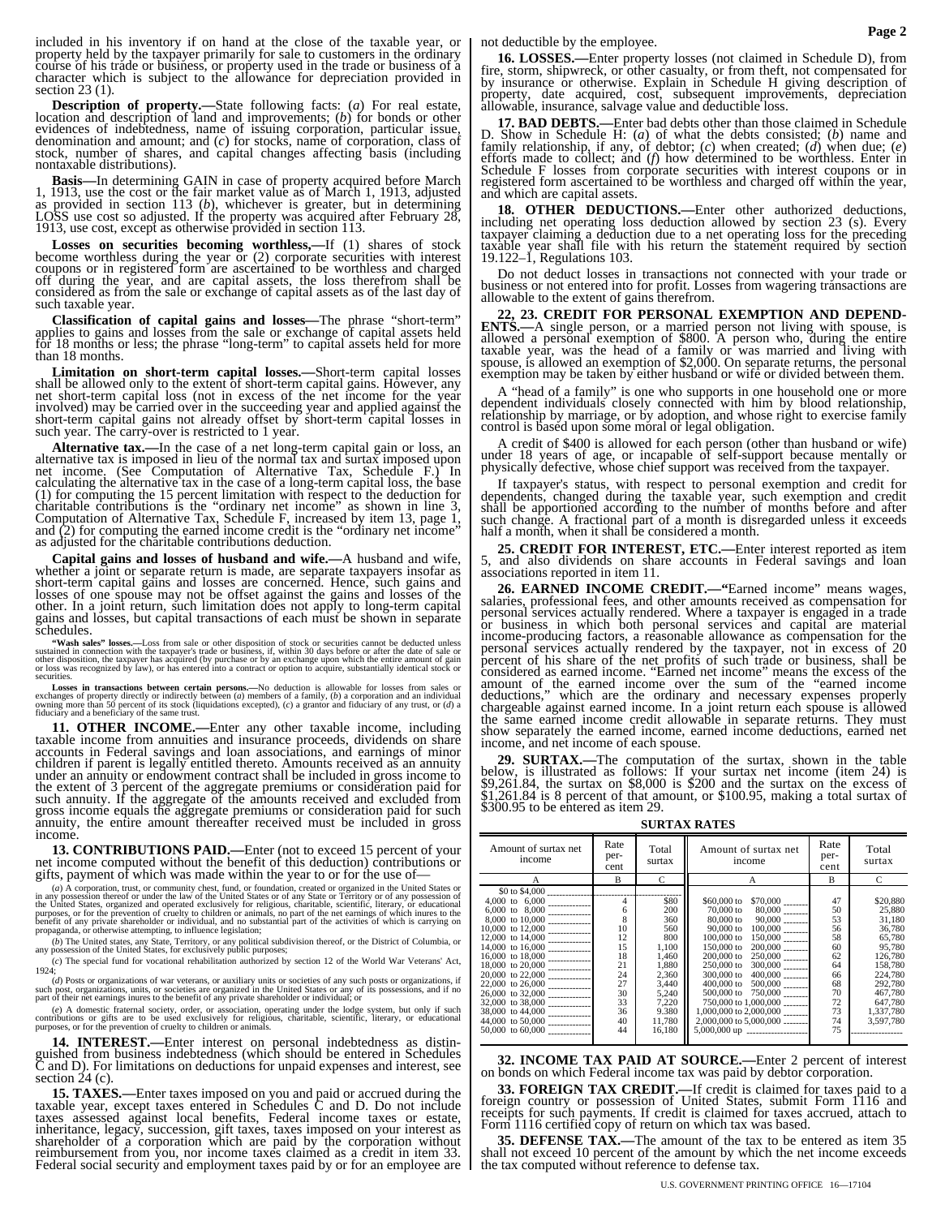included in his inventory if on hand at the close of the taxable year, or property held by the taxpayer primarily for sale to customers in the ordinary course of his trade or business, or property used in the trade or business of a character which is subject to the allowance for depreciation provided in section 23 (1).

**Description of property.—**State following facts: (*a*) For real estate, location and description of land and improvements; (*b*) for bonds or other evidences of indebtedness, name of issuing corporation, particular issue, denomination and amount; and (*c*) for stocks, name of corporation, class of stock, number of shares, and capital changes affecting basis (including nontaxable distributions).

**Basis—**In determining GAIN in case of property acquired before March 1, 1913, use the cost or the fair market value as of March 1, 1913, adjusted as provided in section 113 (*b*), whichever is greater, but in determining LOSS use cost so adjusted. If the property was acquired after February 28, 1913, use cost, except as otherwise provided in section 113.

**Losses on securities becoming worthless,—**If (1) shares of stock become worthless during the year or (2) corporate securities with interest coupons or in registered form are ascertained to be worthless and charged off during the year, and are capital assets, the loss therefrom shall be considered as from the sale or exchange of capital assets as of the last day of such taxable year.

**Classification of capital gains and losses—**The phrase "short-term" applies to gains and losses from the sale or exchange of capital assets held for 18 months or less; the phrase "long-term" to capital assets held for more than 18 months.

**Limitation on short-term capital losses.—**Short-term capital losses shall be allowed only to the extent of short-term capital gains. However, any net short-term capital loss (not in excess of the net income for the year involved) may be carried over in the succeeding year and applied against the short-term capital gains not already offset by short-term capital losses in such year. The carry-over is restricted to 1 year.

**Alternative tax.—**In the case of a net long-term capital gain or loss, an alternative tax is imposed in lieu of the normal tax and surtax imposed upon net income. (See Computation of Alternative Tax, Schedule F.) In calculating the alternative tax in the case of a long-term capital loss, the base (1) for computing the 15 percent limitation with respect to the deduction for charitable contributions is the "ordinary net income" as shown in line 3, Computation of Alternative Tax, Schedule F, increased by item 13, page 1, and (2) for computing the earned income credit is the "ordinary net income" as adjusted for the charitable contributions deduction.

**Capital gains and losses of husband and wife.—**A husband and wife, whether a joint or separate return is made, are separate taxpayers insofar as short-term capital gains and losses are concerned. Hence, such gains and losses of one spouse may not be offset against the gains and losses of the other. In a joint return, such limitation does not apply to long-term capital gains and losses, but capital transactions of each must be shown in separate schedules.

**"Wash sales" losses.—**Loss from sale or other disposition of stock or securities cannot be deducted unless sustained in connection with the taxpayer's trade or business, if, within 30 days before or after the date of sale or other disposition, the taxpayer has acquired (by purchase or by an exchange upon which the entire amount of gain or loss was recognized by law), or has entered into a contract or option to acquire, substantially identical stock or securities.

**Losses in transactions between certain persons.—**No deduction is allowable for losses from sales or exchanges of property directly or indirectly between (*a*) members of a family, (*b*) a corporation and an individual owning more than 50 percent of its stock (liquidations excepted), (*c*) a grantor and fiduciary of any trust, or (*d*) a fiduciary and a beneficiary of the same trust.

**11. OTHER INCOME.—**Enter any other taxable income, including taxable income from annuities and insurance proceeds, dividends on share accounts in Federal savings and loan associations, and earnings of minor children if parent is legally entitled thereto. Amounts received as an annuity under an annuity or endowment contract shall be included in gross income to the extent of 3 percent of the aggregate premiums or consideration paid for such annuity. If the aggregate of the amounts received and excluded from gross income equals the aggregate premiums or consideration paid for such annuity, the entire amount thereafter received must be included in gross income.

**13. CONTRIBUTIONS PAID.—**Enter (not to exceed 15 percent of your net income computed without the benefit of this deduction) contributions or gifts, payment of which was made within the year to or for the use of—

(*a*) A corporation, trust, or community chest, fund, or foundation, created or organized in the United States or in any possession thereof or under the law of the United States or of any State or Territory or of any possession of the United States, organized and operated exclusively for religious, charitable, scientific, literary, or educational purposes, or for the prevention of cruelty to children or animals, no part of the net earnings of which inures to the benefit of any private shareholder or individual, and no substantial part of the activities of which is carrying on propaganda, or otherwise attempting, to influence legislation;

(*b*) The United states, any State, Territory, or any political subdivision thereof, or the District of Columbia, or any possession of the United States, for exclusively public purposes;

(*c*) The special fund for vocational rehabilitation authorized by section 12 of the World War Veterans' Act, 1924;

(*d*) Posts or organizations of war veterans, or auxiliary units or societies of any such posts or organizations, if such post, organizations, units, or societies are organized in the United States or any of its possessions, and if no part of their net earnings inures to the benefit of any private shareholder or individual; or

(*e*) A domestic fraternal society, order, or association, operating under the lodge system, but only if such contributions or gifts are to be used exclusively for religious, charitable, scientific, literary, or educational purposes, or for the prevention of cruelty to children or animals.

**14. INTEREST.—**Enter interest on personal indebtedness as distinguished from business indebtedness (which should be entered in Schedules C and D). For limitations on deductions for unpaid expenses and interest, see section 24 (c).

**15. TAXES.—**Enter taxes imposed on you and paid or accrued during the taxable year, except taxes entered in Schedules C and D. Do not include taxes assessed against local benefits, Federal income taxes or estate, inheritance, legacy, succession, gift taxes, taxes imposed on your interest as shareholder of a corporation which are paid by the corporation without reimbursement from you, nor income taxes claimed as a credit in item 33. Federal social security and employment taxes paid by or for an employee are not deductible by the employee.

**16. LOSSES.—**Enter property losses (not claimed in Schedule D), from fire, storm, shipwreck, or other casualty, or from theft, not compensated for by insurance or otherwise. Explain in Schedule H giving description of property, date acquired, cost, subsequent improvements, depreciation allowable, insurance, salvage value and deductible loss.

**17. BAD DEBTS.—**Enter bad debts other than those claimed in Schedule D. Show in Schedule H: (*a*) of what the debts consisted; (*b*) name and family relationship, if any, of debtor; (*c*) when created; (*d*) when due; (*e*) efforts made to collect; and (*f*) how determined to be worthless. Enter in Schedule F losses from corporate securities with interest coupons or in registered form ascertained to be worthless and charged off within the year, and which are capital assets.

**18. OTHER DEDUCTIONS.—**Enter other authorized deductions, including net operating loss deduction allowed by section 23 (s). Every taxpayer claiming a deduction due to a net operating loss for the preceding taxable year shall file with his return the statement required by section 19.122–1, Regulations 103.

Do not deduct losses in transactions not connected with your trade or business or not entered into for profit. Losses from wagering transactions are allowable to the extent of gains therefrom.

**22, 23. CREDIT FOR PERSONAL EXEMPTION AND DEPENDENTS.—**A single person, or a married person not living with spouse, is allowed a personal exemption of $800. A person who, during the entire taxable year, was the head of a family or was married and living with spouse, is allowed an exemption of $2,000. On separate returns, the personal exemption may be taken by either husband or wife or divided between them.

A "head of a family" is one who supports in one household one or more dependent individuals closely connected with him by blood relationship, relationship by marriage, or by adoption, and whose right to exercise family control is based upon some moral or legal obligation.

A credit of $400 is allowed for each person (other than husband or wife) under 18 years of age, or incapable of self-support because mentally or physically defective, whose chief support was received from the taxpayer.

If taxpayer's status, with respect to personal exemption and credit for dependents, changed during the taxable year, such exemption and credit shall be apportioned according to the number of months before and after such change. A fractional part of a month is disregarded unless it exceeds half a month, when it shall be considered a month.

**25. CREDIT FOR INTEREST, ETC.—**Enter interest reported as item 5, and also dividends on share accounts in Federal savings and loan associations reported in item 11.

**26. EARNED INCOME CREDIT.—**"Earned income" means wages, salaries, professional fees, and other amounts received as compensation for personal services actually rendered. Where a taxpayer is engaged in a trade or business in which both personal services and capital are material income-producing factors, a reasonable allowance as compensation for the personal services actually rendered by the taxpayer, not in excess of 20 percent of his share of the net profits of such trade or business, shall be considered as earned income. "Earned net income" means the excess of the amount of the earned income over the sum of the "earned income deductions," which are the ordinary and necessary expenses properly chargeable against earned income. In a joint return each spouse is allowed the same earned income credit allowable in separate returns. They must show separately the earned income, earned income deductions, earned net income, and net income of each spouse.

**29. SURTAX.—**The computation of the surtax, shown in the table below, is illustrated as follows: If your surtax net income (item 24) is $9,261.84, the surtax on $8,000 is $200 and the surtax on the excess of $1,261.84 is 8 percent of that amount, or $100.95, making a total surtax of $300.95 to be entered as item 29.

**SURTAX RATES**

| Amount of surtax net income | Rate percent | Total surtax | Amount of surtax net income | Rate percent | Total surtax |
|---|---|---|---|---|---|
| A | B | C | A | B | C |
| $0 to $4,000 | | | | | |
| 4,000 to 6,000 | 4 | $80 | $60,000 to $70,000 | 47 | $20,880 |
| 6,000 to 8,000 | 6 | 200 | 70,000 to 80,000 | 50 | 25,880 |
| 8,000 to 10,000 | 8 | 360 | 80,000 to 90,000 | 53 | 31,180 |
| 10,000 to 12,000 | 10 | 560 | 90,000 to 100,000 | 56 | 36,780 |
| 12,000 to 14,000 | 12 | 800 | 100,000 to 150,000 | 58 | 65,780 |
| 14,000 to 16,000 | 15 | 1,100 | 150,000 to 200,000 | 60 | 95,780 |
| 16,000 to 18,000 | 18 | 1,460 | 200,000 to 250,000 | 62 | 126,780 |
| 18,000 to 20,000 | 21 | 1,880 | 250,000 to 300,000 | 64 | 158,780 |
| 20,000 to 22,000 | 24 | 2,360 | 300,000 to 400,000 | 66 | 224,780 |
| 22,000 to 26,000 | 27 | 3,440 | 400,000 to 500,000 | 68 | 292,780 |
| 26,000 to 32,000 | 30 | 5,240 | 500,000 to 750,000 | 70 | 467,780 |
| 32,000 to 38,000 | 33 | 7,220 | 750,000 to 1,000,000 | 72 | 647,780 |
| 38,000 to 44,000 | 36 | 9,380 | 1,000,000 to 2,000,000 | 73 | 1,337,780 |
| 44,000 to 50,000 | 40 | 11,780 | 2,000,000 to 5,000,000 | 74 | 3,597,780 |
| 50,000 to 60,000 | 44 | 16,180 | 5,000,000 up | 75 | |

**32. INCOME TAX PAID AT SOURCE.—**Enter 2 percent of interest on bonds on which Federal income tax was paid by debtor corporation.

**33. FOREIGN TAX CREDIT.—**If credit is claimed for taxes paid to a foreign country or possession of United States, submit Form 1116 and receipts for such payments. If credit is claimed for taxes accrued, attach to Form 1116 certified copy of return on which tax was based.

**35. DEFENSE TAX.—**The amount of the tax to be entered as item 35 shall not exceed 10 percent of the amount by which the net income exceeds the tax computed without reference to defense tax.

U.S. GOVERNMENT PRINTING OFFICE 16—17104